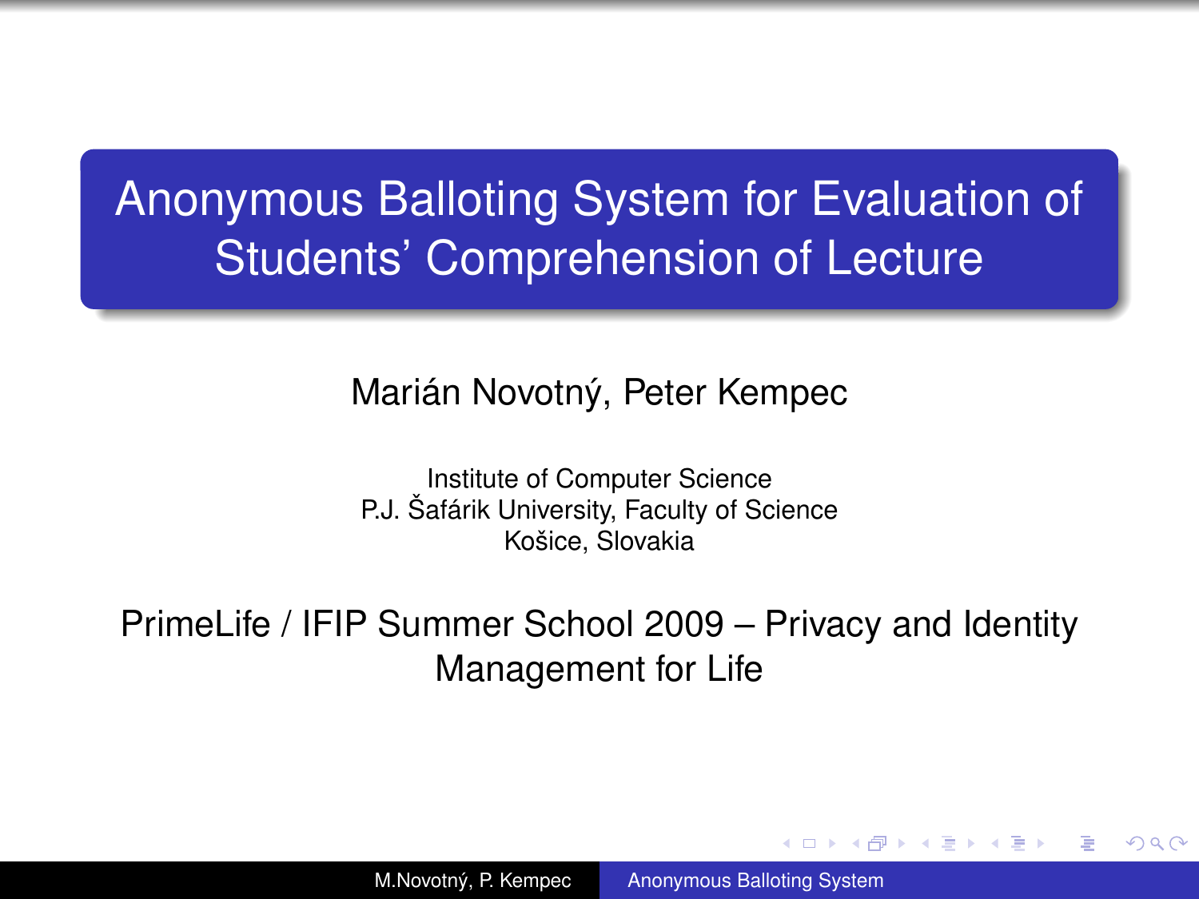# Anonymous Balloting System for Evaluation of Students' Comprehension of Lecture

Marián Novotný, Peter Kempec

Institute of Computer Science
P.J. Šafárik University, Faculty of Science
Košice, Slovakia

PrimeLife / IFIP Summer School 2009 – Privacy and Identity Management for Life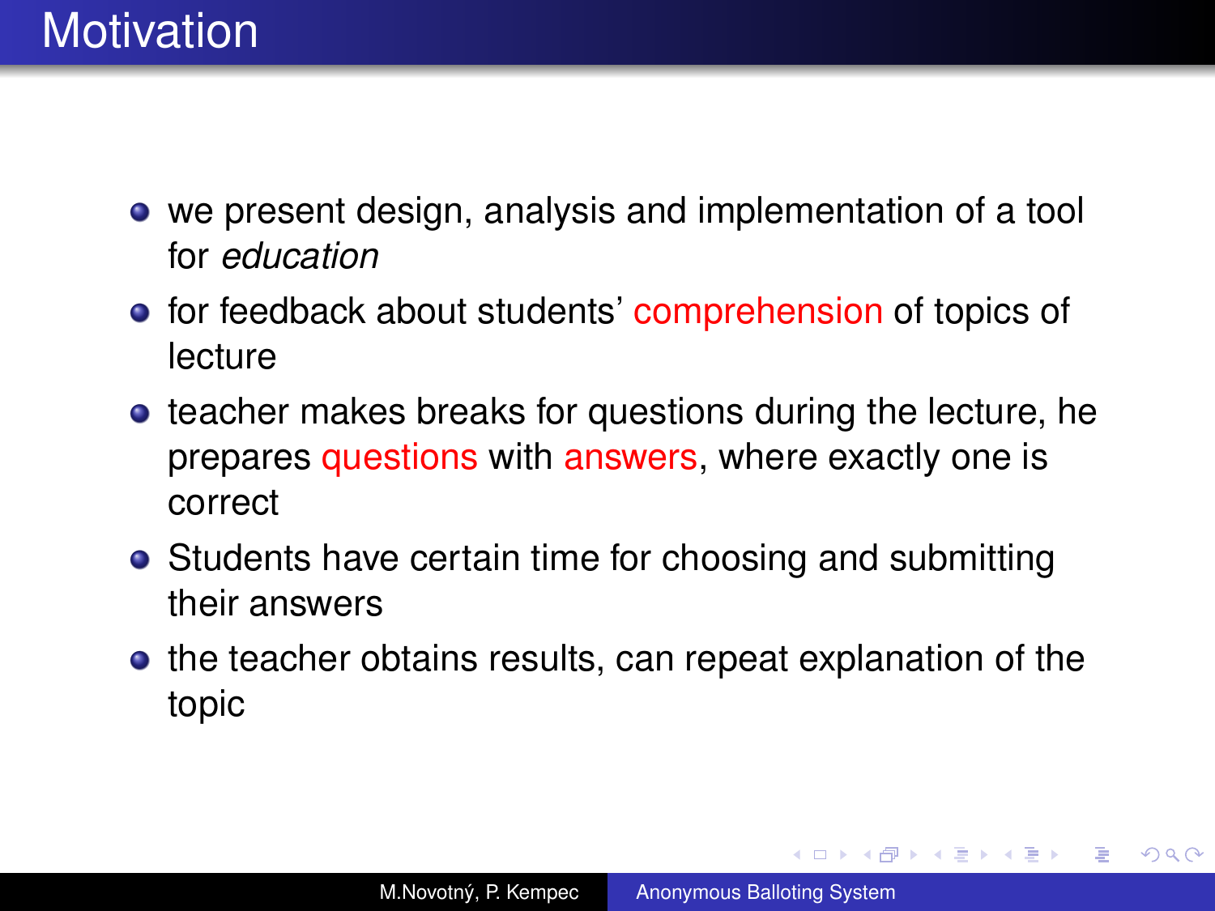# Motivation

- we present design, analysis and implementation of a tool for *education*
- for feedback about students' comprehension of topics of lecture
- teacher makes breaks for questions during the lecture, he prepares questions with answers, where exactly one is correct
- Students have certain time for choosing and submitting their answers
- the teacher obtains results, can repeat explanation of the topic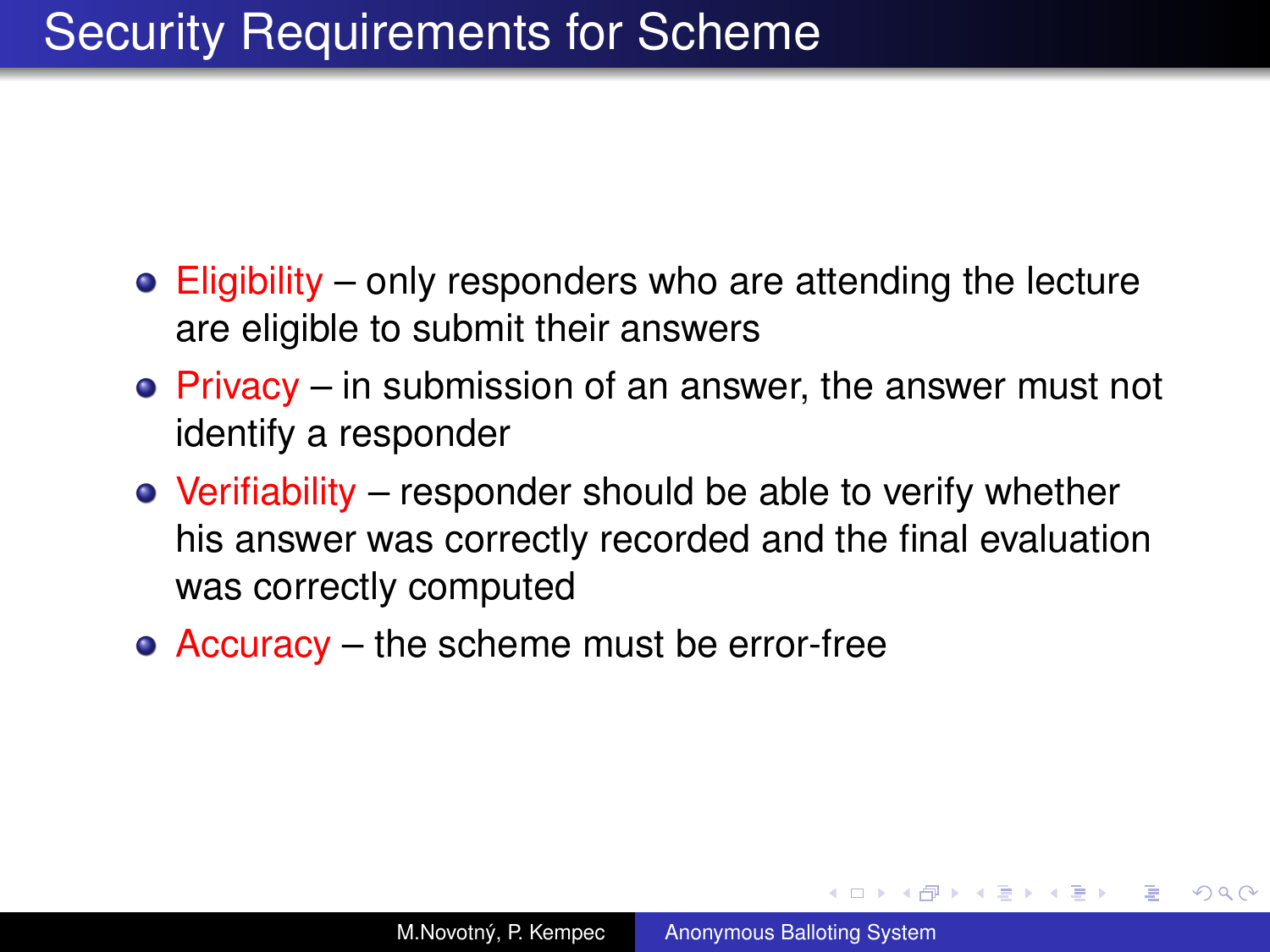# Security Requirements for Scheme

- Eligibility – only responders who are attending the lecture are eligible to submit their answers
- Privacy – in submission of an answer, the answer must not identify a responder
- Verifiability – responder should be able to verify whether his answer was correctly recorded and the final evaluation was correctly computed
- Accuracy – the scheme must be error-free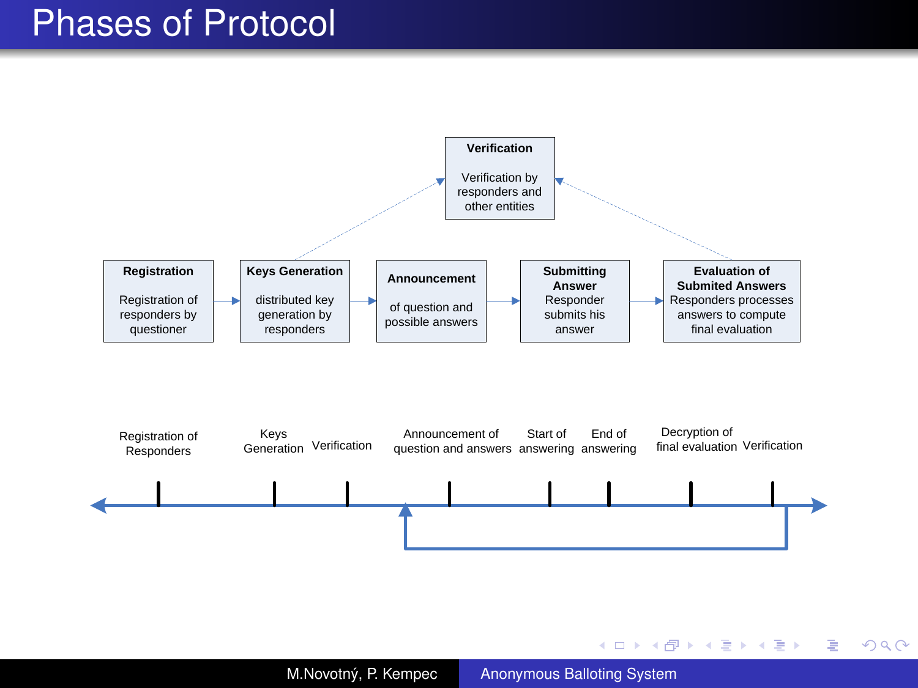# Phases of Protocol

**Verification**

Verification by responders and other entities

**Registration**

Registration of responders by questioner

**Keys Generation**

distributed key generation by responders

**Announcement**

of question and possible answers

**Submitting Answer**

Responder submits his answer

**Evaluation of Submited Answers**

Responders processes answers to compute final evaluation

Registration of Responders — Keys Generation — Verification — Announcement of question and answers — Start of answering — End of answering — Decryption of final evaluation — Verification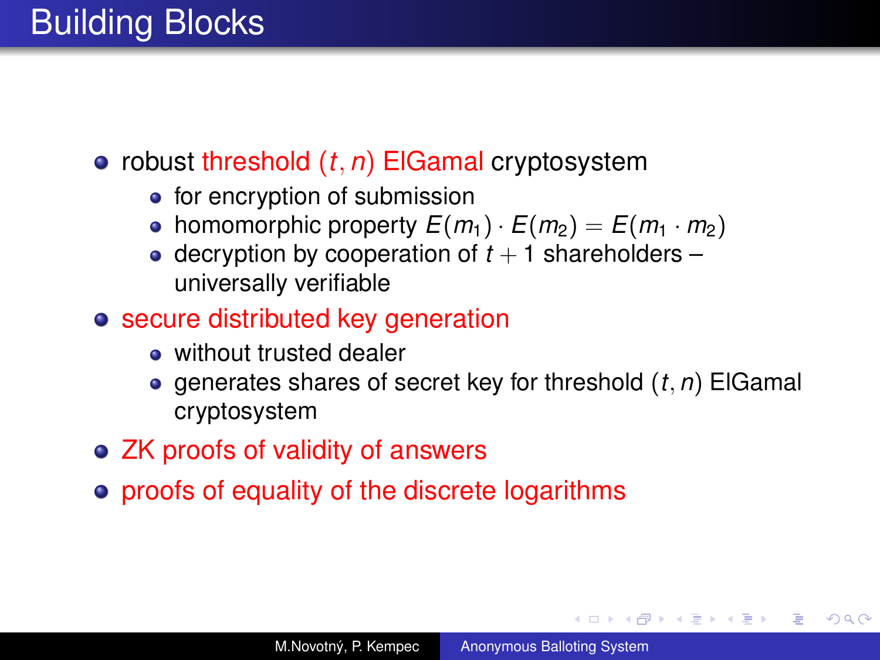# Building Blocks

- robust threshold $(t, n)$ ElGamal cryptosystem
  - for encryption of submission
  - homomorphic property $E(m_1) \cdot E(m_2) = E(m_1 \cdot m_2)$
  - decryption by cooperation of $t + 1$ shareholders – universally verifiable
- secure distributed key generation
  - without trusted dealer
  - generates shares of secret key for threshold $(t, n)$ ElGamal cryptosystem
- ZK proofs of validity of answers
- proofs of equality of the discrete logarithms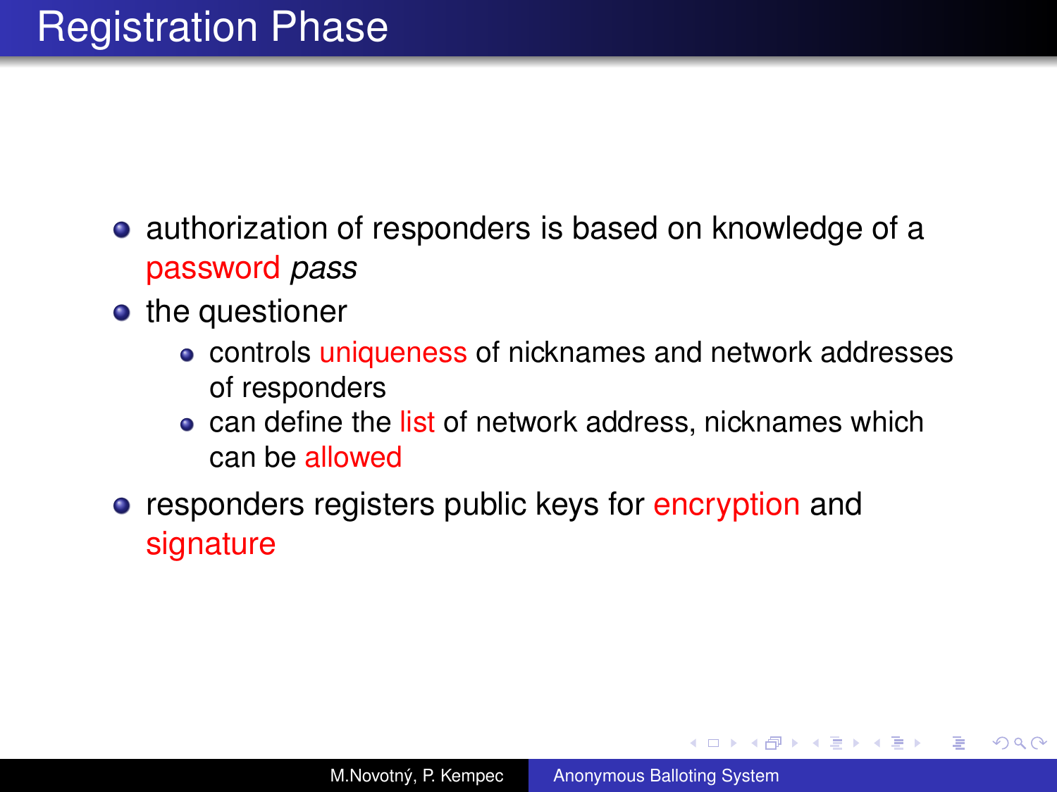# Registration Phase

- authorization of responders is based on knowledge of a password *pass*
- the questioner
  - controls uniqueness of nicknames and network addresses of responders
  - can define the list of network address, nicknames which can be allowed
- responders registers public keys for encryption and signature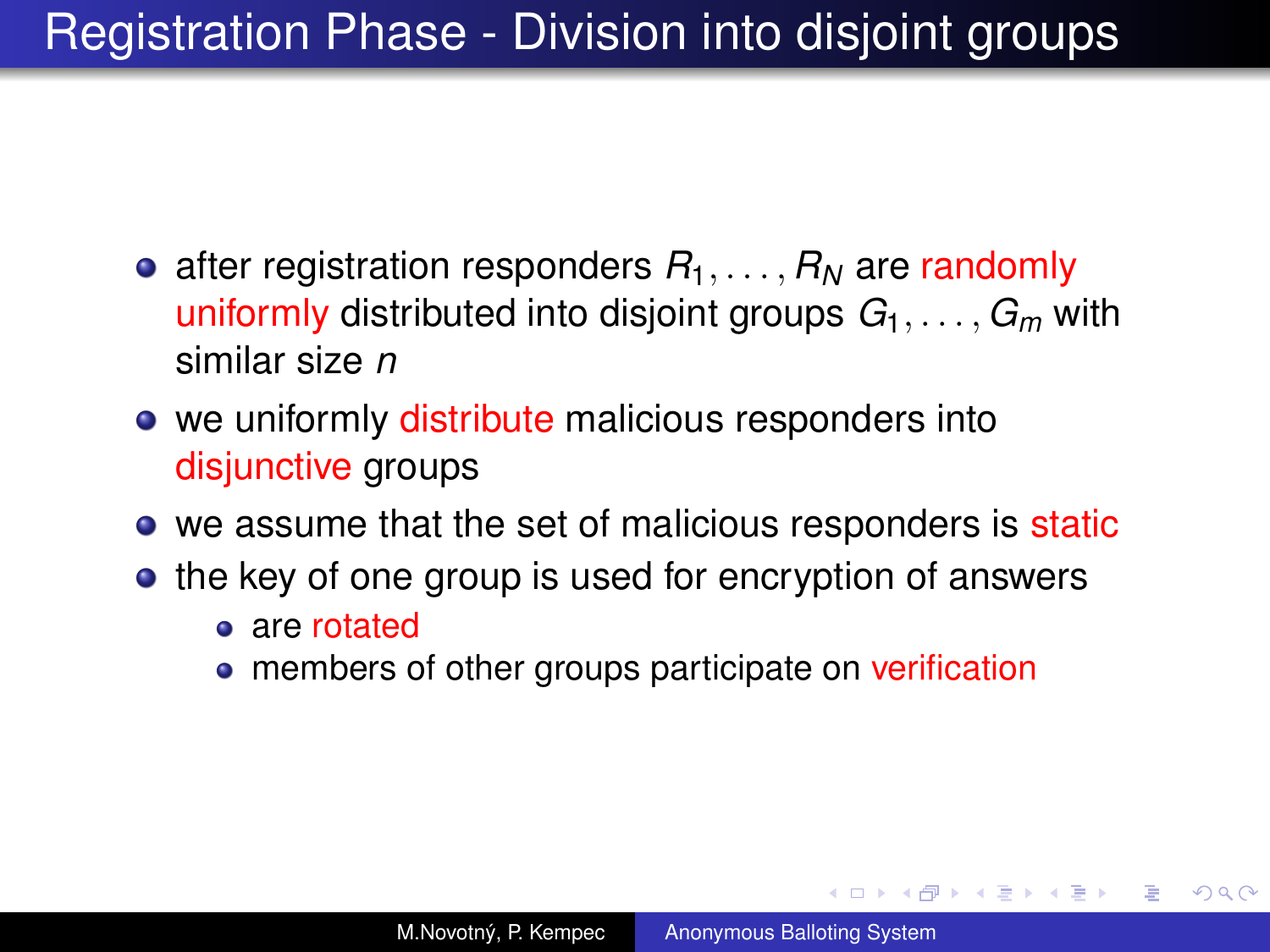# Registration Phase - Division into disjoint groups

- after registration responders $R_1, \ldots, R_N$ are randomly uniformly distributed into disjoint groups $G_1, \ldots, G_m$ with similar size $n$
- we uniformly distribute malicious responders into disjunctive groups
- we assume that the set of malicious responders is static
- the key of one group is used for encryption of answers
  - are rotated
  - members of other groups participate on verification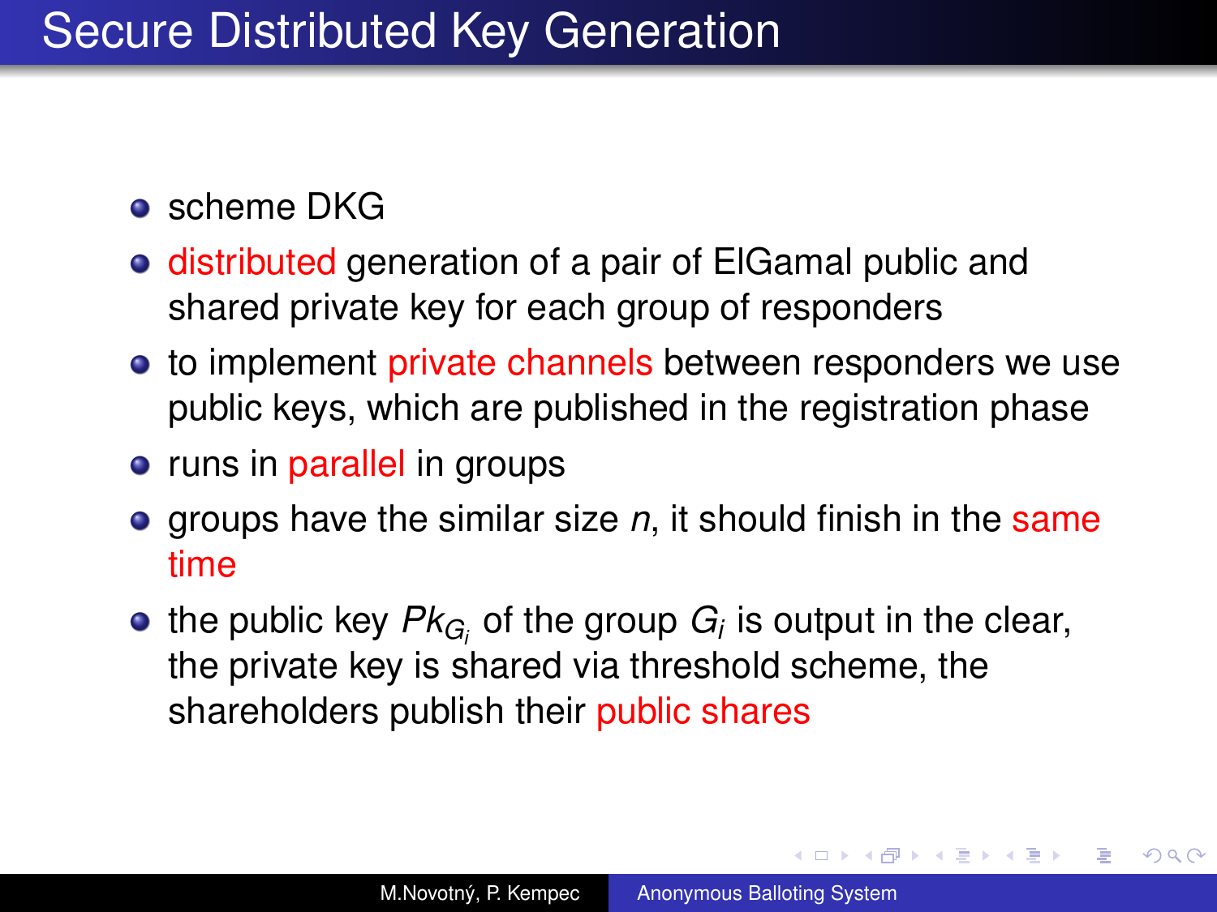# Secure Distributed Key Generation

- scheme DKG
- distributed generation of a pair of ElGamal public and shared private key for each group of responders
- to implement private channels between responders we use public keys, which are published in the registration phase
- runs in parallel in groups
- groups have the similar size $n$, it should finish in the same time
- the public key $Pk_{G_i}$ of the group $G_i$ is output in the clear, the private key is shared via threshold scheme, the shareholders publish their public shares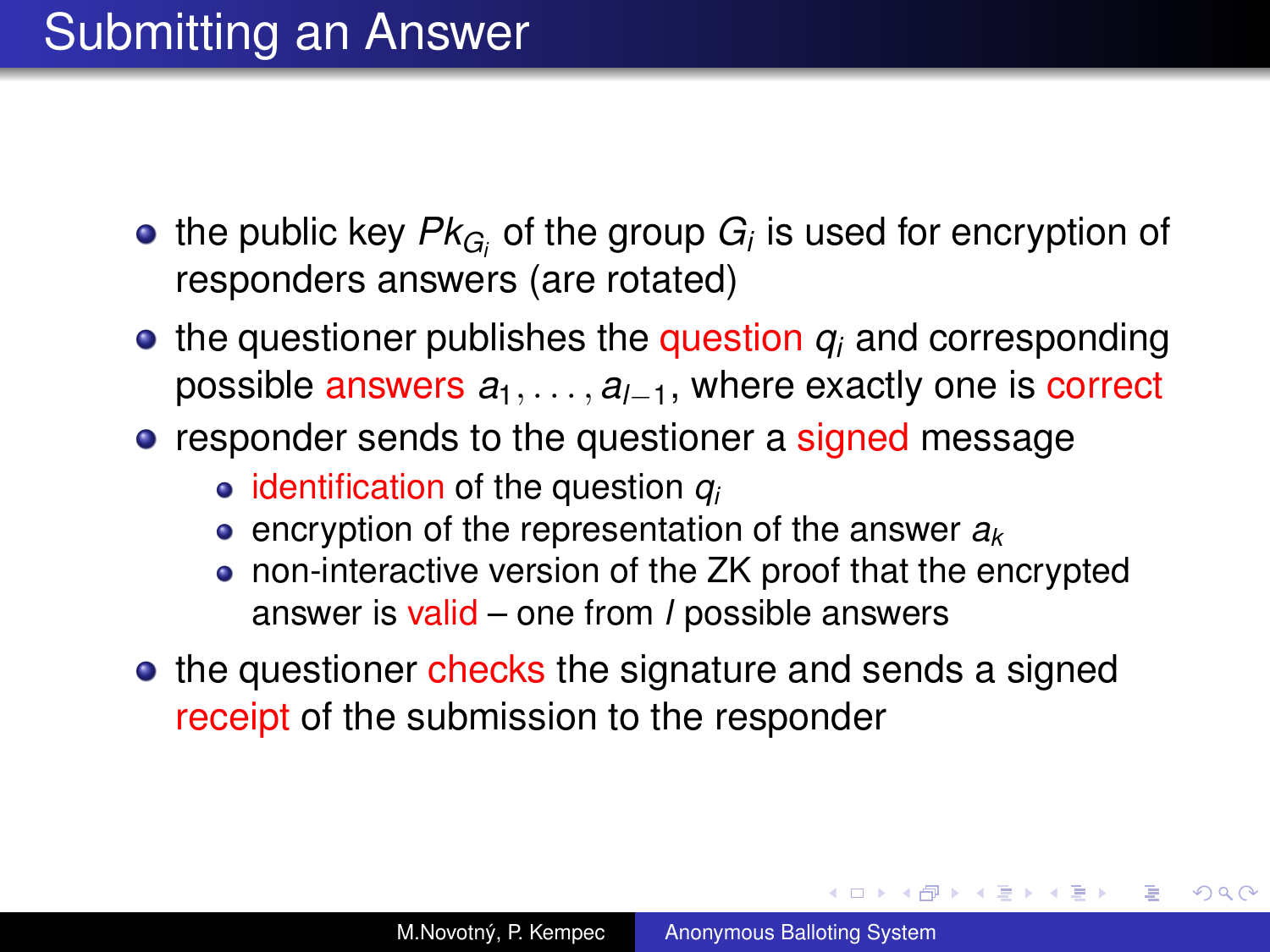# Submitting an Answer

- the public key $Pk_{G_i}$ of the group $G_i$ is used for encryption of responders answers (are rotated)
- the questioner publishes the question $q_i$ and corresponding possible answers $a_1, \ldots, a_{l-1}$, where exactly one is correct
- responder sends to the questioner a signed message
  - identification of the question $q_i$
  - encryption of the representation of the answer $a_k$
  - non-interactive version of the ZK proof that the encrypted answer is valid – one from $l$ possible answers
- the questioner checks the signature and sends a signed receipt of the submission to the responder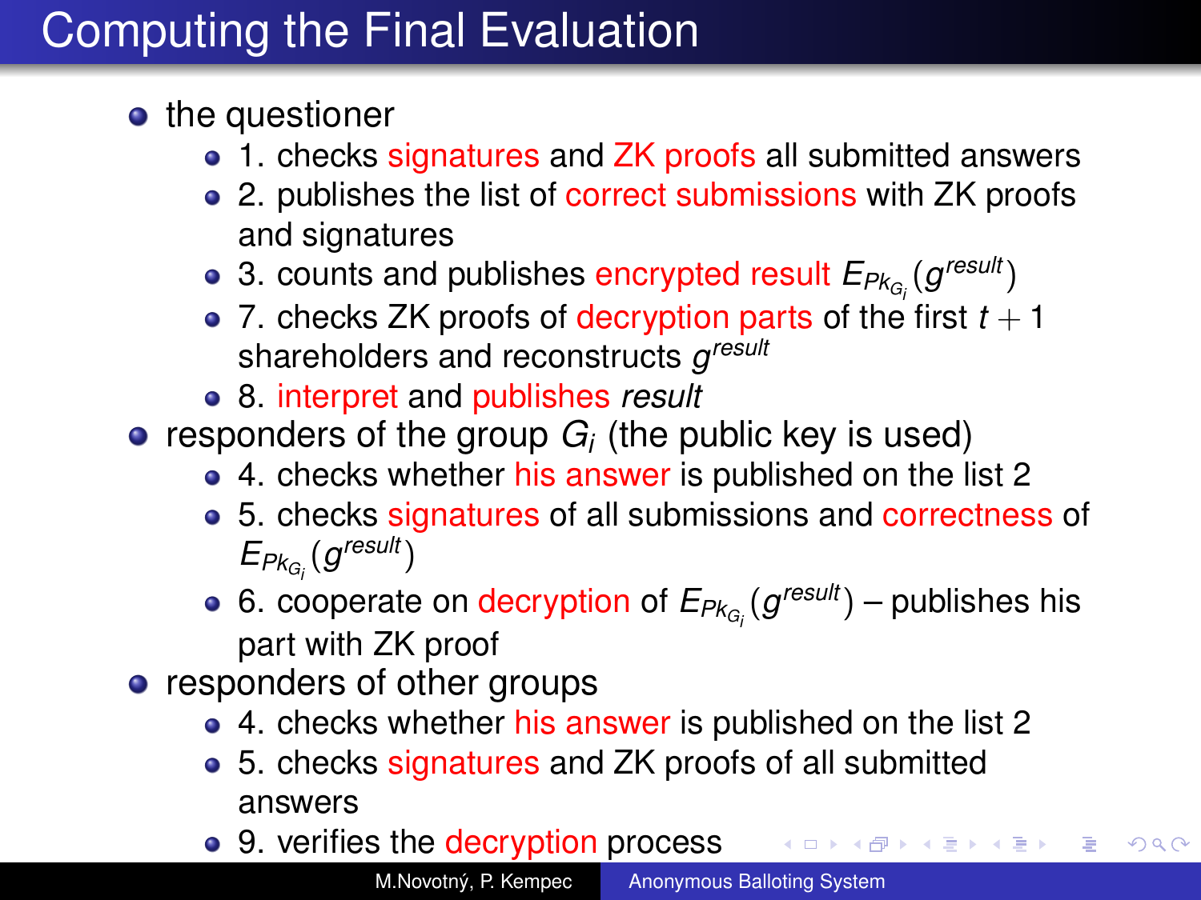# Computing the Final Evaluation

- the questioner
  - 1. checks signatures and ZK proofs all submitted answers
  - 2. publishes the list of correct submissions with ZK proofs and signatures
  - 3. counts and publishes encrypted result $E_{Pk_{G_i}}(g^{result})$
  - 7. checks ZK proofs of decryption parts of the first $t+1$ shareholders and reconstructs $g^{result}$
  - 8. interpret and publishes *result*
- responders of the group $G_i$ (the public key is used)
  - 4. checks whether his answer is published on the list 2
  - 5. checks signatures of all submissions and correctness of $E_{Pk_{G_i}}(g^{result})$
  - 6. cooperate on decryption of $E_{Pk_{G_i}}(g^{result})$ – publishes his part with ZK proof
- responders of other groups
  - 4. checks whether his answer is published on the list 2
  - 5. checks signatures and ZK proofs of all submitted answers
  - 9. verifies the decryption process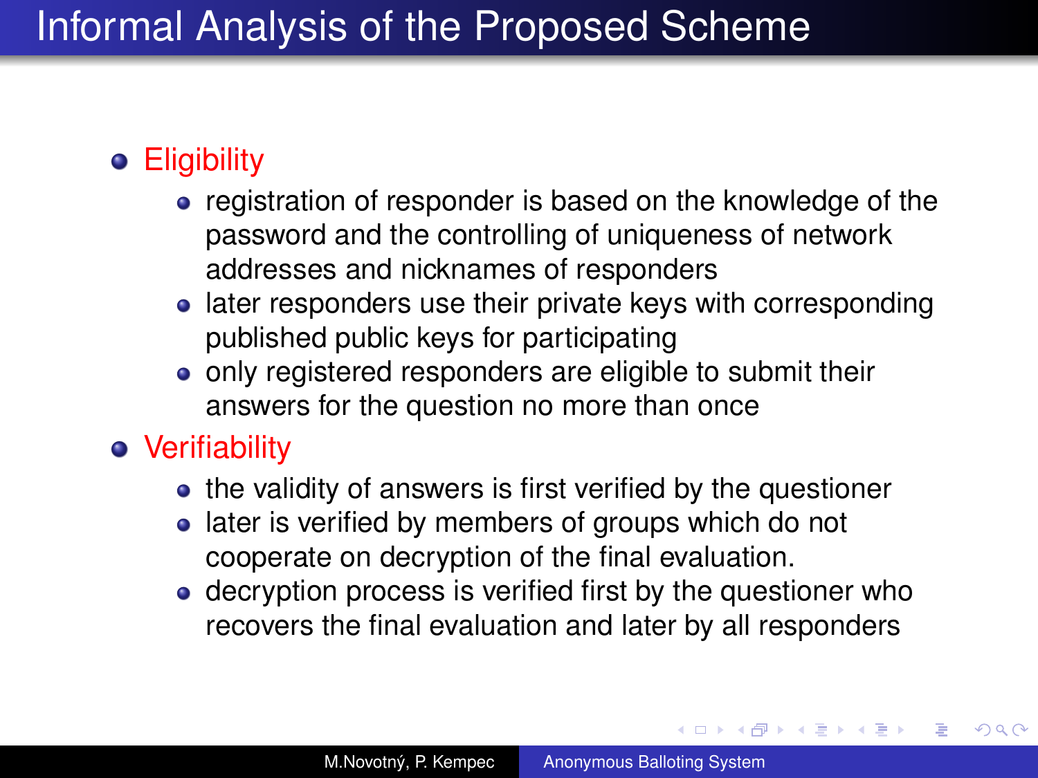# Informal Analysis of the Proposed Scheme

- Eligibility
  - registration of responder is based on the knowledge of the password and the controlling of uniqueness of network addresses and nicknames of responders
  - later responders use their private keys with corresponding published public keys for participating
  - only registered responders are eligible to submit their answers for the question no more than once
- Verifiability
  - the validity of answers is first verified by the questioner
  - later is verified by members of groups which do not cooperate on decryption of the final evaluation.
  - decryption process is verified first by the questioner who recovers the final evaluation and later by all responders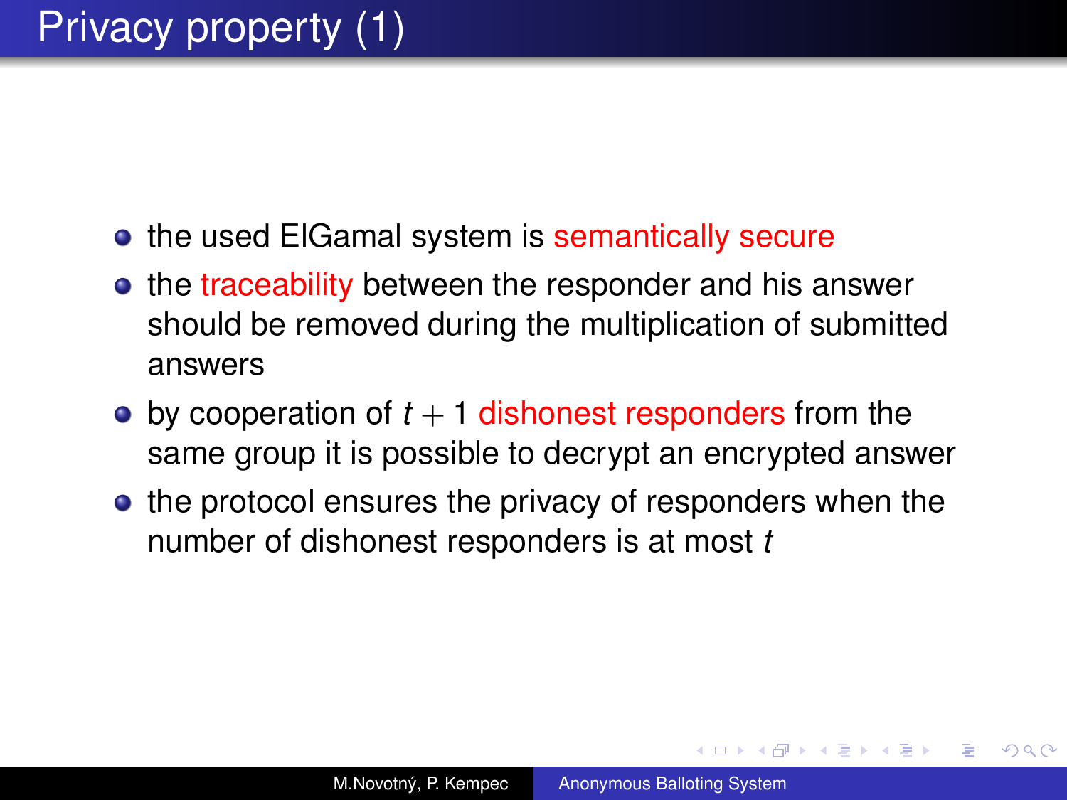# Privacy property (1)

- the used ElGamal system is semantically secure
- the traceability between the responder and his answer should be removed during the multiplication of submitted answers
- by cooperation of $t + 1$ dishonest responders from the same group it is possible to decrypt an encrypted answer
- the protocol ensures the privacy of responders when the number of dishonest responders is at most $t$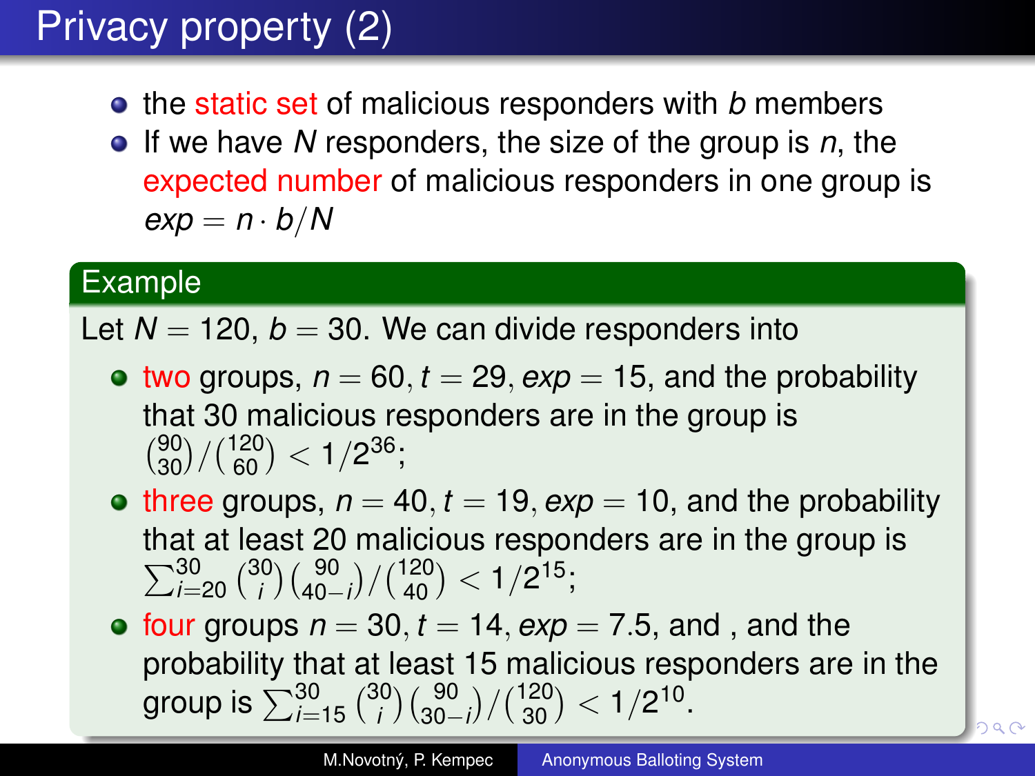# Privacy property (2)

- the static set of malicious responders with $b$ members
- If we have $N$ responders, the size of the group is $n$, the expected number of malicious responders in one group is $exp = n \cdot b/N$

### Example

Let $N = 120$, $b = 30$. We can divide responders into

- two groups, $n = 60, t = 29, exp = 15$, and the probability that 30 malicious responders are in the group is $\binom{90}{30}/\binom{120}{60} < 1/2^{36}$;
- three groups, $n = 40, t = 19, exp = 10$, and the probability that at least 20 malicious responders are in the group is $\sum_{i=20}^{30}\binom{30}{i}\binom{90}{40-i}/\binom{120}{40} < 1/2^{15}$;
- four groups $n = 30, t = 14, exp = 7.5$, and , and the probability that at least 15 malicious responders are in the group is $\sum_{i=15}^{30}\binom{30}{i}\binom{90}{30-i}/\binom{120}{30} < 1/2^{10}$.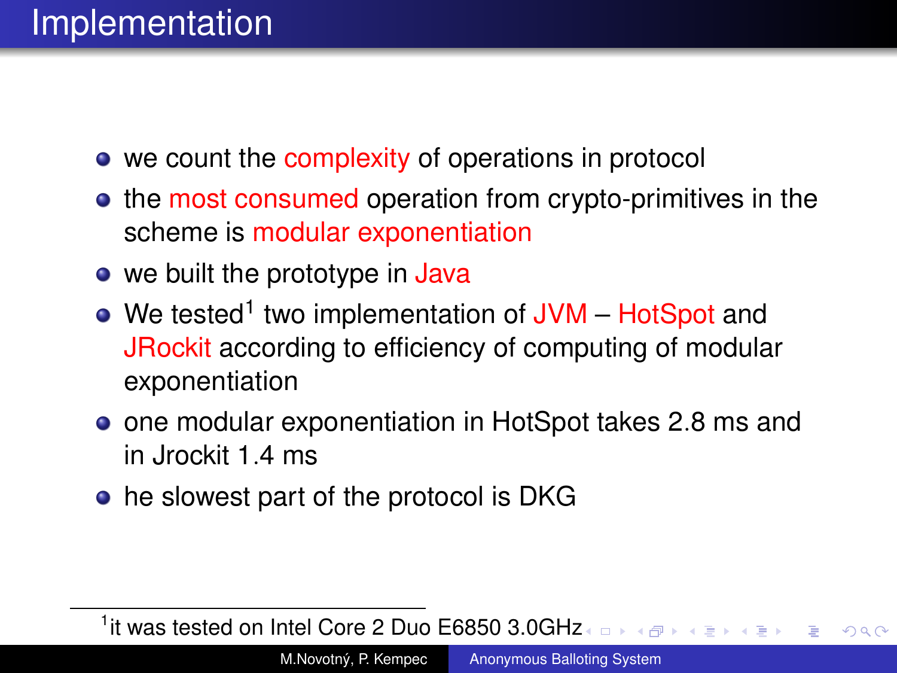# Implementation

- we count the complexity of operations in protocol
- the most consumed operation from crypto-primitives in the scheme is modular exponentiation
- we built the prototype in Java
- We tested[1] two implementation of JVM – HotSpot and JRockit according to efficiency of computing of modular exponentiation
- one modular exponentiation in HotSpot takes 2.8 ms and in Jrockit 1.4 ms
- he slowest part of the protocol is DKG

[1] it was tested on Intel Core 2 Duo E6850 3.0GHz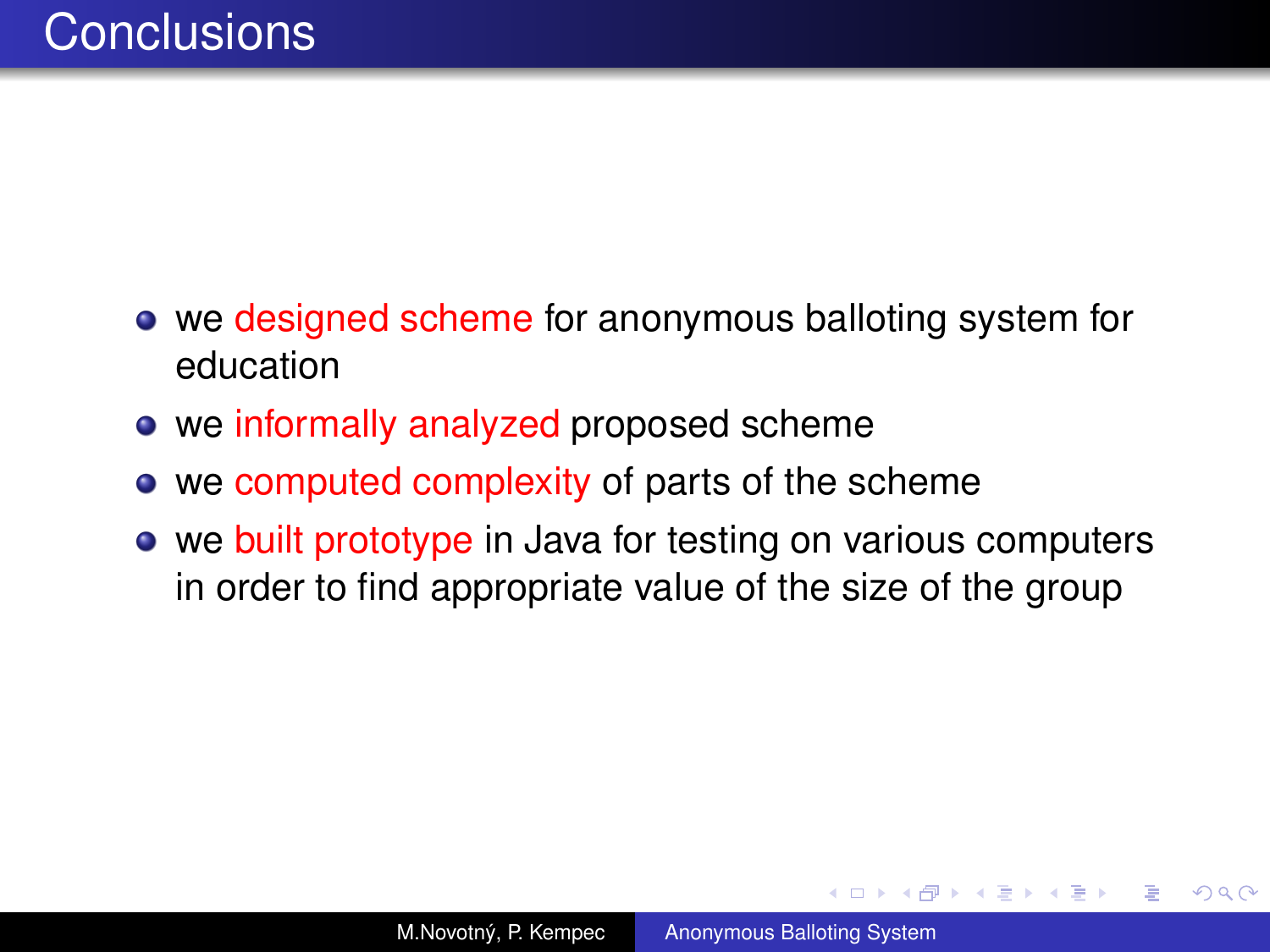# Conclusions

- we designed scheme for anonymous balloting system for education
- we informally analyzed proposed scheme
- we computed complexity of parts of the scheme
- we built prototype in Java for testing on various computers in order to find appropriate value of the size of the group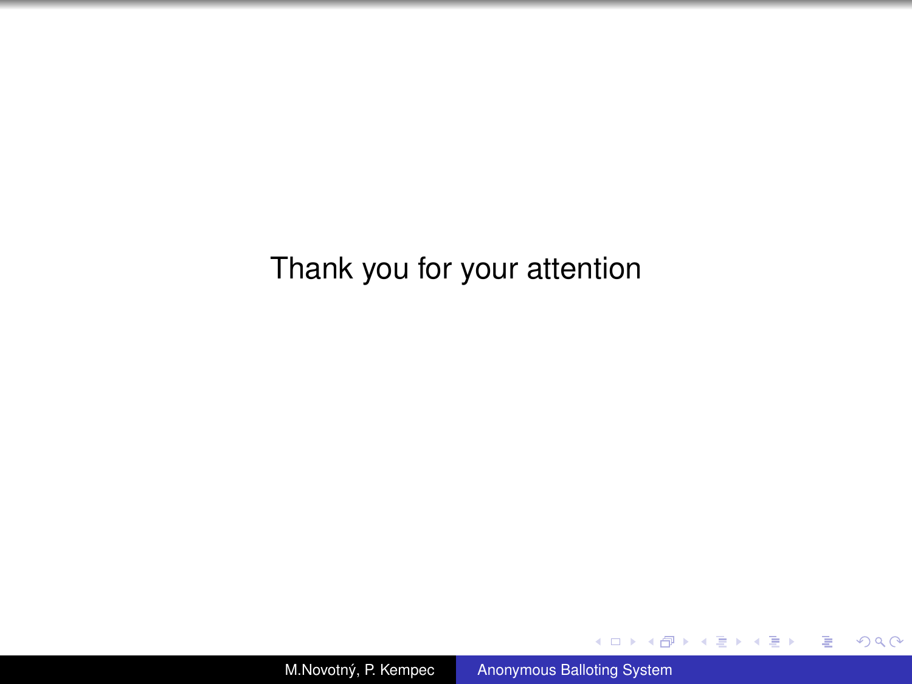Thank you for your attention